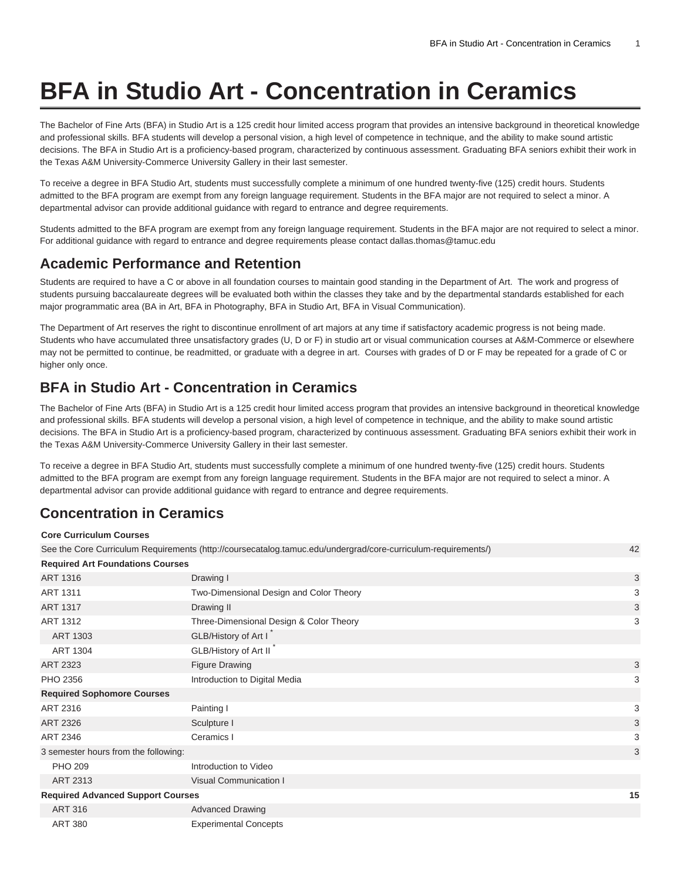# BFA in Studio Art - Concentration in Ceramics

The Bachelor of Fine Arts (BFA) in Studio Art is a 125 credit hour limited access program that provides an intensive background in theoretical knowledge and professional skills. BFA students will develop a personal vision, a high level of competence in technique, and the ability to make sound artistic decisions. The BFA in Studio Art is a proficiency-based program, characterized by continuous assessment. Graduating BFA seniors exhibit their work in the Texas A&M University-Commerce University Gallery in their last semester.

To receive a degree in BFA Studio Art, students must successfully complete a minimum of one hundred twenty-five (125) credit hours. Students admitted to the BFA program are exempt from any foreign language requirement. Students in the BFA major are not required to select a minor. A departmental advisor can provide additional guidance with regard to entrance and degree requirements.

Students admitted to the BFA program are exempt from any foreign language requirement. Students in the BFA major are not required to select a minor. For additional guidance with regard to entrance and degree requirements please contact dallas.thomas@tamuc.edu

## Academic Performance and Retention

Students are required to have a C or above in all foundation courses to maintain good standing in the Department of Art. The work and progress of students pursuing baccalaureate degrees will be evaluated both within the classes they take and by the departmental standards established for each major programmatic area (BA in Art, BFA in Photography, BFA in Studio Art, BFA in Visual Communication).

The Department of Art reserves the right to discontinue enrollment of art majors at any time if satisfactory academic progress is not being made. Students who have accumulated three unsatisfactory grades (U, D or F) in studio art or visual communication courses at A&M-Commerce or elsewhere may not be permitted to continue, be readmitted, or graduate with a degree in art. Courses with grades of D or F may be repeated for a grade of C or higher only once.

## BFA in Studio Art - Concentration in Ceramics

The Bachelor of Fine Arts (BFA) in Studio Art is a 125 credit hour limited access program that provides an intensive background in theoretical knowledge and professional skills. BFA students will develop a personal vision, a high level of competence in technique, and the ability to make sound artistic decisions. The BFA in Studio Art is a proficiency-based program, characterized by continuous assessment. Graduating BFA seniors exhibit their work in the Texas A&M University-Commerce University Gallery in their last semester.

To receive a degree in BFA Studio Art, students must successfully complete a minimum of one hundred twenty-five (125) credit hours. Students admitted to the BFA program are exempt from any foreign language requirement. Students in the BFA major are not required to select a minor. A departmental advisor can provide additional guidance with regard to entrance and degree requirements.

## Concentration in Ceramics

| | | |
|---|---|---|
| **Core Curriculum Courses** | | |
| See the Core Curriculum Requirements (http://coursecatalog.tamuc.edu/undergrad/core-curriculum-requirements/) | | 42 |
| **Required Art Foundations Courses** | | |
| ART 1316 | Drawing I | 3 |
| ART 1311 | Two-Dimensional Design and Color Theory | 3 |
| ART 1317 | Drawing II | 3 |
| ART 1312 | Three-Dimensional Design & Color Theory | 3 |
| ART 1303 | GLB/History of Art I * | |
| ART 1304 | GLB/History of Art II * | |
| ART 2323 | Figure Drawing | 3 |
| PHO 2356 | Introduction to Digital Media | 3 |
| **Required Sophomore Courses** | | |
| ART 2316 | Painting I | 3 |
| ART 2326 | Sculpture I | 3 |
| ART 2346 | Ceramics I | 3 |
| 3 semester hours from the following: | | 3 |
| PHO 209 | Introduction to Video | |
| ART 2313 | Visual Communication I | |
| **Required Advanced Support Courses** | | **15** |
| ART 316 | Advanced Drawing | |
| ART 380 | Experimental Concepts | |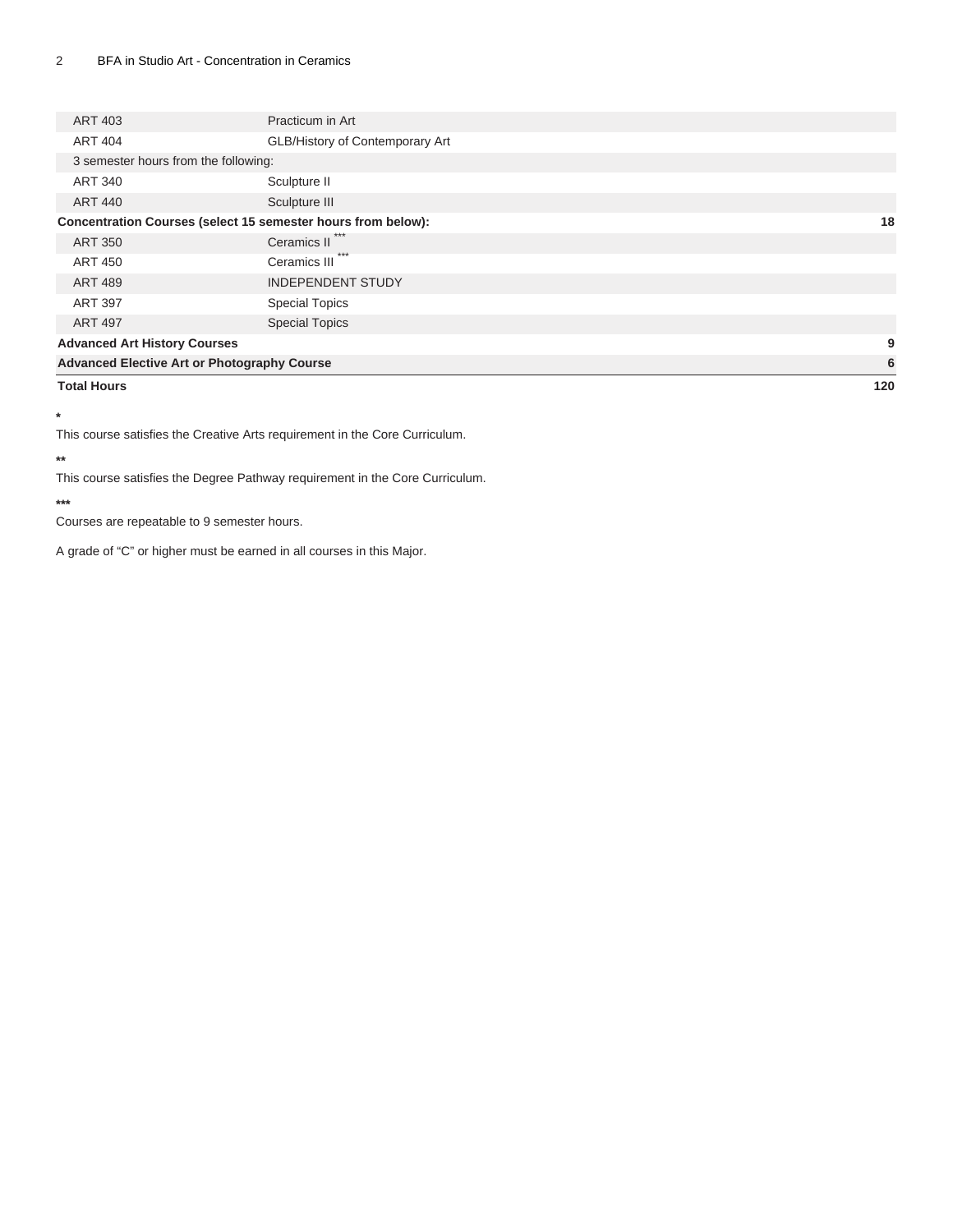| | | |
|---|---|---|
| ART 403 | Practicum in Art | |
| ART 404 | GLB/History of Contemporary Art | |
| 3 semester hours from the following: | | |
| ART 340 | Sculpture II | |
| ART 440 | Sculpture III | |
| **Concentration Courses (select 15 semester hours from below):** | | **18** |
| ART 350 | Ceramics II *** | |
| ART 450 | Ceramics III *** | |
| ART 489 | INDEPENDENT STUDY | |
| ART 397 | Special Topics | |
| ART 497 | Special Topics | |
| **Advanced Art History Courses** | | **9** |
| **Advanced Elective Art or Photography Course** | | **6** |
| **Total Hours** | | **120** |

*

This course satisfies the Creative Arts requirement in the Core Curriculum.

**

This course satisfies the Degree Pathway requirement in the Core Curriculum.

***

Courses are repeatable to 9 semester hours.

A grade of "C" or higher must be earned in all courses in this Major.